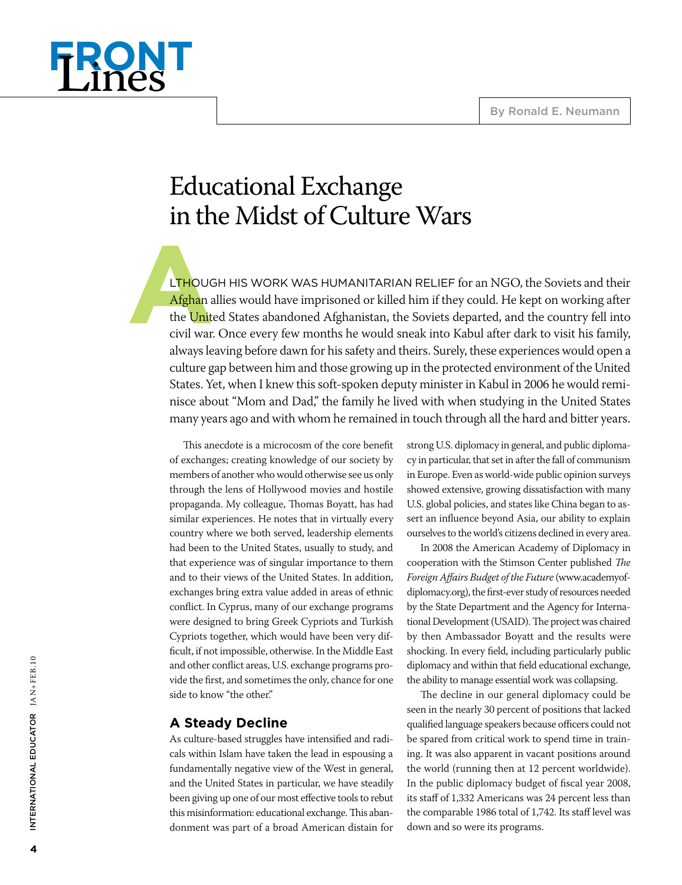# Educational Exchange in the Midst of Culture Wars

By Ronald E. Neumann

ALTHOUGH HIS WORK WAS HUMANITARIAN RELIEF for an NGO, the Soviets and their Afghan allies would have imprisoned or killed him if they could. He kept on working after the United States abandoned Afghanistan, the Soviets departed, and the country fell into civil war. Once every few months he would sneak into Kabul after dark to visit his family, always leaving before dawn for his safety and theirs. Surely, these experiences would open a culture gap between him and those growing up in the protected environment of the United States. Yet, when I knew this soft-spoken deputy minister in Kabul in 2006 he would reminisce about "Mom and Dad," the family he lived with when studying in the United States many years ago and with whom he remained in touch through all the hard and bitter years.

This anecdote is a microcosm of the core benefit of exchanges; creating knowledge of our society by members of another who would otherwise see us only through the lens of Hollywood movies and hostile propaganda. My colleague, Thomas Boyatt, has had similar experiences. He notes that in virtually every country where we both served, leadership elements had been to the United States, usually to study, and that experience was of singular importance to them and to their views of the United States. In addition, exchanges bring extra value added in areas of ethnic conflict. In Cyprus, many of our exchange programs were designed to bring Greek Cypriots and Turkish Cypriots together, which would have been very difficult, if not impossible, otherwise. In the Middle East and other conflict areas, U.S. exchange programs provide the first, and sometimes the only, chance for one side to know "the other."

## A Steady Decline

As culture-based struggles have intensified and radicals within Islam have taken the lead in espousing a fundamentally negative view of the West in general, and the United States in particular, we have steadily been giving up one of our most effective tools to rebut this misinformation: educational exchange. This abandonment was part of a broad American distain for strong U.S. diplomacy in general, and public diplomacy in particular, that set in after the fall of communism in Europe. Even as world-wide public opinion surveys showed extensive, growing dissatisfaction with many U.S. global policies, and states like China began to assert an influence beyond Asia, our ability to explain ourselves to the world's citizens declined in every area.

In 2008 the American Academy of Diplomacy in cooperation with the Stimson Center published *The Foreign Affairs Budget of the Future* (www.academyofdiplomacy.org), the first-ever study of resources needed by the State Department and the Agency for International Development (USAID). The project was chaired by then Ambassador Boyatt and the results were shocking. In every field, including particularly public diplomacy and within that field educational exchange, the ability to manage essential work was collapsing.

The decline in our general diplomacy could be seen in the nearly 30 percent of positions that lacked qualified language speakers because officers could not be spared from critical work to spend time in training. It was also apparent in vacant positions around the world (running then at 12 percent worldwide). In the public diplomacy budget of fiscal year 2008, its staff of 1,332 Americans was 24 percent less than the comparable 1986 total of 1,742. Its staff level was down and so were its programs.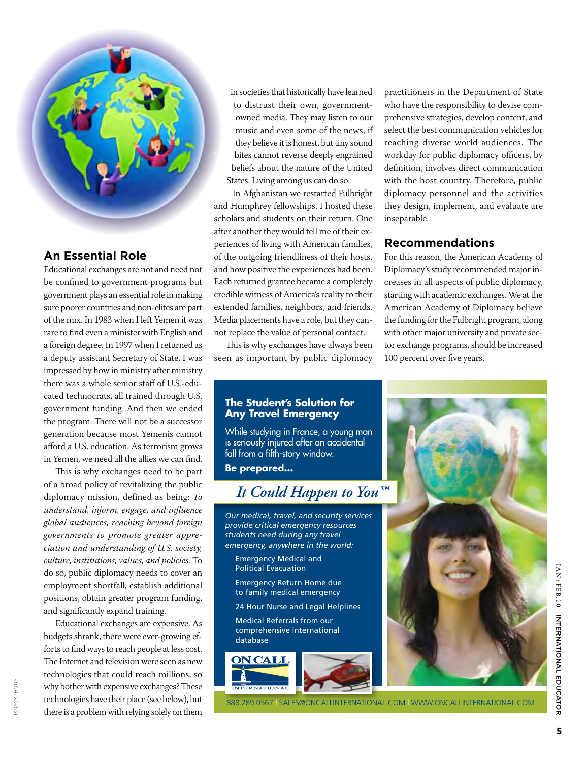## An Essential Role

Educational exchanges are not and need not be confined to government programs but government plays an essential role in making sure poorer countries and non-elites are part of the mix. In 1983 when I left Yemen it was rare to find even a minister with English and a foreign degree. In 1997 when I returned as a deputy assistant Secretary of State, I was impressed by how in ministry after ministry there was a whole senior staff of U.S.-educated technocrats, all trained through U.S. government funding. And then we ended the program. There will not be a successor generation because most Yemenis cannot afford a U.S. education. As terrorism grows in Yemen, we need all the allies we can find.

This is why exchanges need to be part of a broad policy of revitalizing the public diplomacy mission, defined as being: *To understand, inform, engage, and influence global audiences, reaching beyond foreign governments to promote greater appreciation and understanding of U.S. society, culture, institutions, values, and policies.* To do so, public diplomacy needs to cover an employment shortfall, establish additional positions, obtain greater program funding, and significantly expand training.

Educational exchanges are expensive. As budgets shrank, there were ever-growing efforts to find ways to reach people at less cost. The Internet and television were seen as new technologies that could reach millions; so why bother with expensive exchanges? These technologies have their place (see below), but there is a problem with relying solely on them in societies that historically have learned to distrust their own, government-owned media. They may listen to our music and even some of the news, if they believe it is honest, but tiny sound bites cannot reverse deeply engrained beliefs about the nature of the United States. Living among us can do so.

In Afghanistan we restarted Fulbright and Humphrey fellowships. I hosted these scholars and students on their return. One after another they would tell me of their experiences of living with American families, of the outgoing friendliness of their hosts, and how positive the experiences had been. Each returned grantee became a completely credible witness of America's reality to their extended families, neighbors, and friends. Media placements have a role, but they cannot replace the value of personal contact.

This is why exchanges have always been seen as important by public diplomacy practitioners in the Department of State who have the responsibility to devise comprehensive strategies, develop content, and select the best communication vehicles for reaching diverse world audiences. The workday for public diplomacy officers, by definition, involves direct communication with the host country. Therefore, public diplomacy personnel and the activities they design, implement, and evaluate are inseparable.

## Recommendations

For this reason, the American Academy of Diplomacy's study recommended major increases in all aspects of public diplomacy, starting with academic exchanges. We at the American Academy of Diplomacy believe the funding for the Fulbright program, along with other major university and private sector exchange programs, should be increased 100 percent over five years.

**The Student's Solution for Any Travel Emergency**

While studying in France, a young man is seriously injured after an accidental fall from a fifth-story window.

**Be prepared...**

*It Could Happen to You™*

*Our medical, travel, and security services provide critical emergency resources students need during any travel emergency, anywhere in the world:*

- Emergency Medical and Political Evacuation
- Emergency Return Home due to family medical emergency
- 24 Hour Nurse and Legal Helplines
- Medical Referrals from our comprehensive international database

ON CALL INTERNATIONAL

888.289.0567 | SALES@ONCALLINTERNATIONAL.COM | WWW.ONCALLINTERNATIONAL.COM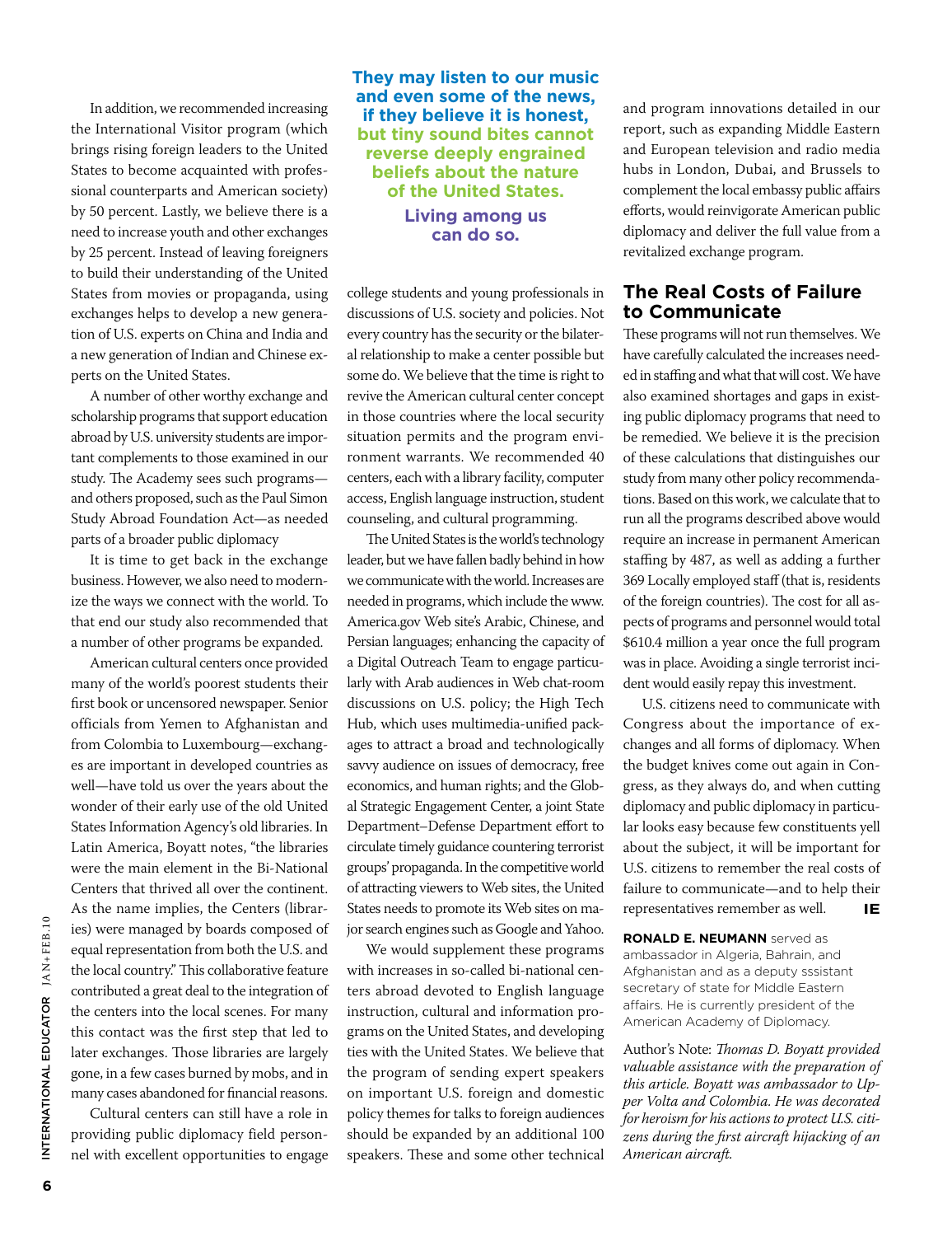In addition, we recommended increasing the International Visitor program (which brings rising foreign leaders to the United States to become acquainted with professional counterparts and American society) by 50 percent. Lastly, we believe there is a need to increase youth and other exchanges by 25 percent. Instead of leaving foreigners to build their understanding of the United States from movies or propaganda, using exchanges helps to develop a new generation of U.S. experts on China and India and a new generation of Indian and Chinese experts on the United States.

A number of other worthy exchange and scholarship programs that support education abroad by U.S. university students are important complements to those examined in our study. The Academy sees such programs—and others proposed, such as the Paul Simon Study Abroad Foundation Act—as needed parts of a broader public diplomacy

It is time to get back in the exchange business. However, we also need to modernize the ways we connect with the world. To that end our study also recommended that a number of other programs be expanded.

American cultural centers once provided many of the world's poorest students their first book or uncensored newspaper. Senior officials from Yemen to Afghanistan and from Colombia to Luxembourg—exchanges are important in developed countries as well—have told us over the years about the wonder of their early use of the old United States Information Agency's old libraries. In Latin America, Boyatt notes, "the libraries were the main element in the Bi-National Centers that thrived all over the continent. As the name implies, the Centers (libraries) were managed by boards composed of equal representation from both the U.S. and the local country." This collaborative feature contributed a great deal to the integration of the centers into the local scenes. For many this contact was the first step that led to later exchanges. Those libraries are largely gone, in a few cases burned by mobs, and in many cases abandoned for financial reasons.

Cultural centers can still have a role in providing public diplomacy field personnel with excellent opportunities to engage college students and young professionals in discussions of U.S. society and policies. Not every country has the security or the bilateral relationship to make a center possible but some do. We believe that the time is right to revive the American cultural center concept in those countries where the local security situation permits and the program environment warrants. We recommended 40 centers, each with a library facility, computer access, English language instruction, student counseling, and cultural programming.

**They may listen to our music and even some of the news, if they believe it is honest, but tiny sound bites cannot reverse deeply engrained beliefs about the nature of the United States.**

**Living among us can do so.**

The United States is the world's technology leader, but we have fallen badly behind in how we communicate with the world. Increases are needed in programs, which include the www.America.gov Web site's Arabic, Chinese, and Persian languages; enhancing the capacity of a Digital Outreach Team to engage particularly with Arab audiences in Web chat-room discussions on U.S. policy; the High Tech Hub, which uses multimedia-unified packages to attract a broad and technologically savvy audience on issues of democracy, free economics, and human rights; and the Global Strategic Engagement Center, a joint State Department–Defense Department effort to circulate timely guidance countering terrorist groups' propaganda. In the competitive world of attracting viewers to Web sites, the United States needs to promote its Web sites on major search engines such as Google and Yahoo.

We would supplement these programs with increases in so-called bi-national centers abroad devoted to English language instruction, cultural and information programs on the United States, and developing ties with the United States. We believe that the program of sending expert speakers on important U.S. foreign and domestic policy themes for talks to foreign audiences should be expanded by an additional 100 speakers. These and some other technical and program innovations detailed in our report, such as expanding Middle Eastern and European television and radio media hubs in London, Dubai, and Brussels to complement the local embassy public affairs efforts, would reinvigorate American public diplomacy and deliver the full value from a revitalized exchange program.

## The Real Costs of Failure to Communicate

These programs will not run themselves. We have carefully calculated the increases needed in staffing and what that will cost. We have also examined shortages and gaps in existing public diplomacy programs that need to be remedied. We believe it is the precision of these calculations that distinguishes our study from many other policy recommendations. Based on this work, we calculate that to run all the programs described above would require an increase in permanent American staffing by 487, as well as adding a further 369 Locally employed staff (that is, residents of the foreign countries). The cost for all aspects of programs and personnel would total $610.4 million a year once the full program was in place. Avoiding a single terrorist incident would easily repay this investment.

U.S. citizens need to communicate with Congress about the importance of exchanges and all forms of diplomacy. When the budget knives come out again in Congress, as they always do, and when cutting diplomacy and public diplomacy in particular looks easy because few constituents yell about the subject, it will be important for U.S. citizens to remember the real costs of failure to communicate—and to help their representatives remember as well. **IE**

**RONALD E. NEUMANN** served as ambassador in Algeria, Bahrain, and Afghanistan and as a deputy sssistant secretary of state for Middle Eastern affairs. He is currently president of the American Academy of Diplomacy.

Author's Note: *Thomas D. Boyatt provided valuable assistance with the preparation of this article. Boyatt was ambassador to Upper Volta and Colombia. He was decorated for heroism for his actions to protect U.S. citizens during the first aircraft hijacking of an American aircraft.*